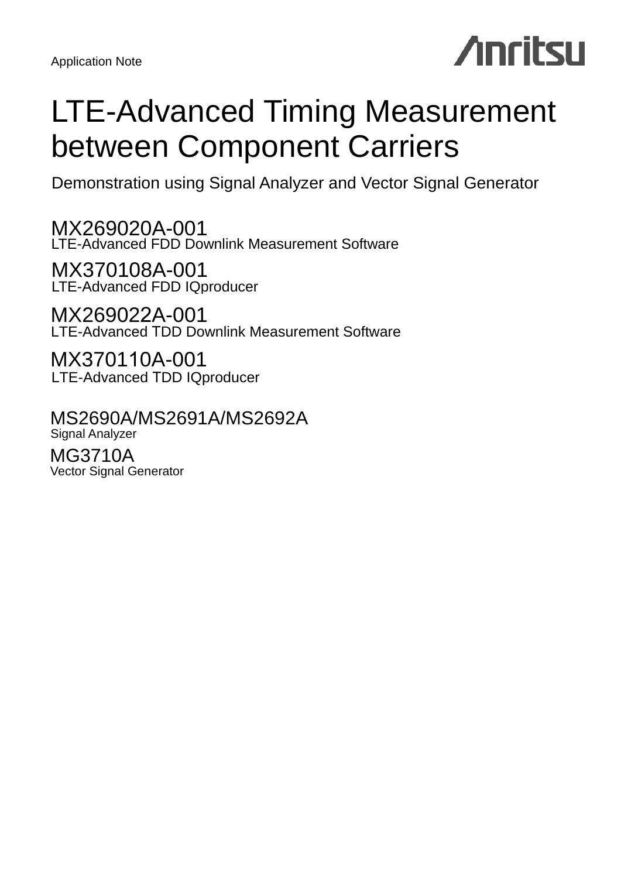Application Note

Anritsu

# LTE-Advanced Timing Measurement between Component Carriers

Demonstration using Signal Analyzer and Vector Signal Generator

MX269020A-001
LTE-Advanced FDD Downlink Measurement Software

MX370108A-001
LTE-Advanced FDD IQproducer

MX269022A-001
LTE-Advanced TDD Downlink Measurement Software

MX370110A-001
LTE-Advanced TDD IQproducer

MS2690A/MS2691A/MS2692A
Signal Analyzer

MG3710A
Vector Signal Generator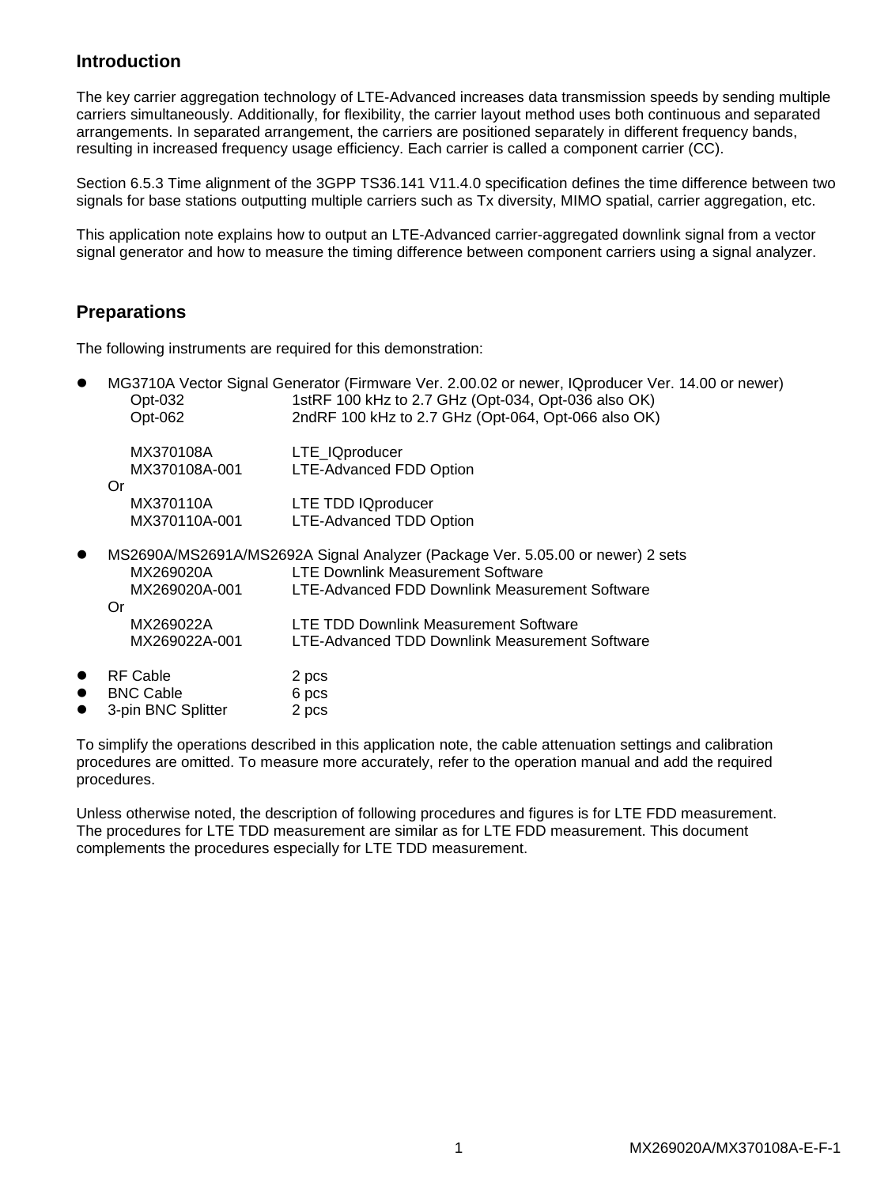## Introduction

The key carrier aggregation technology of LTE-Advanced increases data transmission speeds by sending multiple carriers simultaneously. Additionally, for flexibility, the carrier layout method uses both continuous and separated arrangements. In separated arrangement, the carriers are positioned separately in different frequency bands, resulting in increased frequency usage efficiency. Each carrier is called a component carrier (CC).

Section 6.5.3 Time alignment of the 3GPP TS36.141 V11.4.0 specification defines the time difference between two signals for base stations outputting multiple carriers such as Tx diversity, MIMO spatial, carrier aggregation, etc.

This application note explains how to output an LTE-Advanced carrier-aggregated downlink signal from a vector signal generator and how to measure the timing difference between component carriers using a signal analyzer.

## Preparations

The following instruments are required for this demonstration:

- MG3710A Vector Signal Generator (Firmware Ver. 2.00.02 or newer, IQproducer Ver. 14.00 or newer)
  - Opt-032 1stRF 100 kHz to 2.7 GHz (Opt-034, Opt-036 also OK)
  - Opt-062 2ndRF 100 kHz to 2.7 GHz (Opt-064, Opt-066 also OK)

  - MX370108A LTE_IQproducer
  - MX370108A-001 LTE-Advanced FDD Option

  Or
  - MX370110A LTE TDD IQproducer
  - MX370110A-001 LTE-Advanced TDD Option

- MS2690A/MS2691A/MS2692A Signal Analyzer (Package Ver. 5.05.00 or newer) 2 sets
  - MX269020A LTE Downlink Measurement Software
  - MX269020A-001 LTE-Advanced FDD Downlink Measurement Software

  Or
  - MX269022A LTE TDD Downlink Measurement Software
  - MX269022A-001 LTE-Advanced TDD Downlink Measurement Software

- RF Cable 2 pcs
- BNC Cable 6 pcs
- 3-pin BNC Splitter 2 pcs

To simplify the operations described in this application note, the cable attenuation settings and calibration procedures are omitted. To measure more accurately, refer to the operation manual and add the required procedures.

Unless otherwise noted, the description of following procedures and figures is for LTE FDD measurement. The procedures for LTE TDD measurement are similar as for LTE FDD measurement. This document complements the procedures especially for LTE TDD measurement.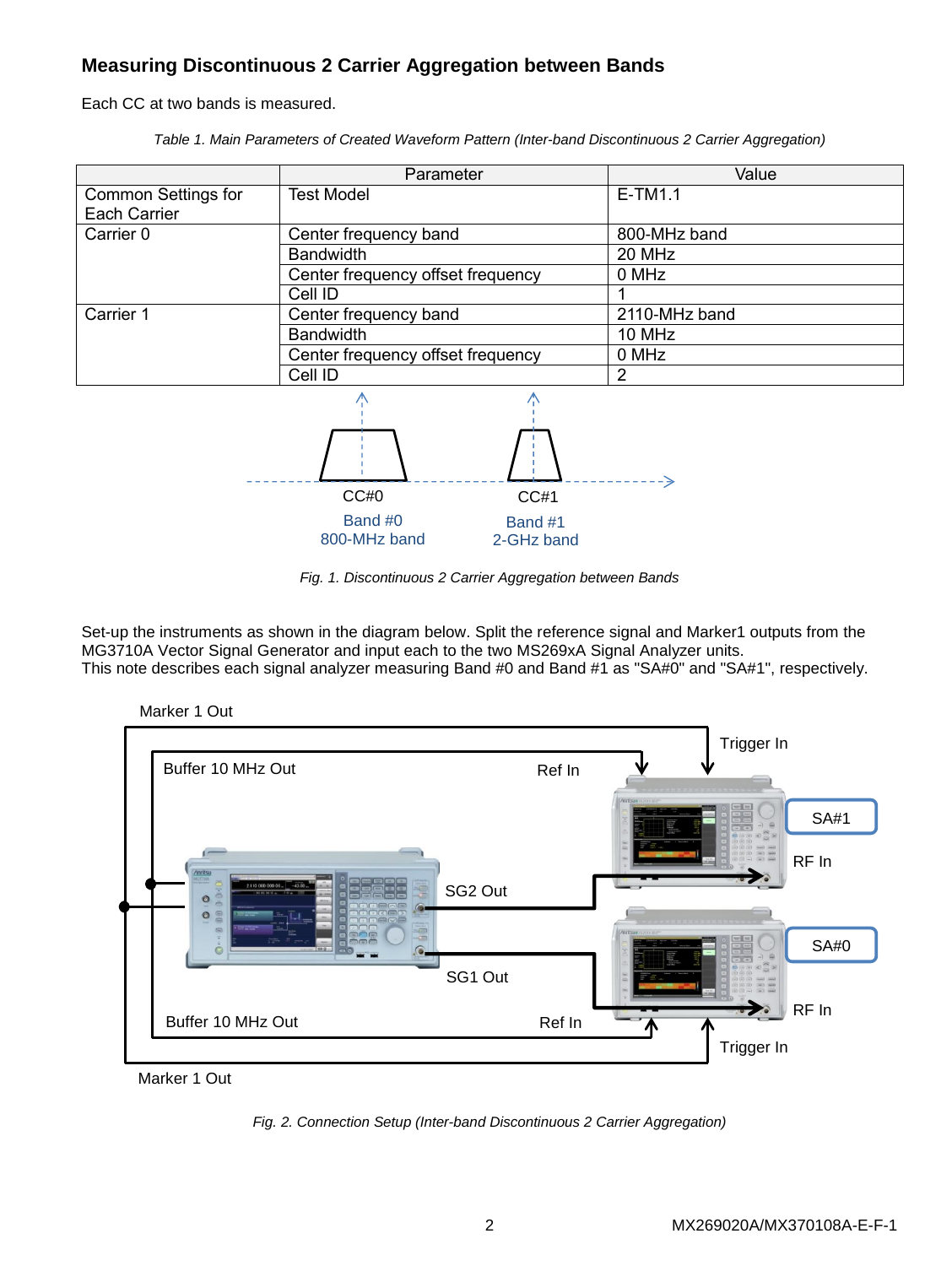## Measuring Discontinuous 2 Carrier Aggregation between Bands

Each CC at two bands is measured.

*Table 1. Main Parameters of Created Waveform Pattern (Inter-band Discontinuous 2 Carrier Aggregation)*

| | Parameter | Value |
|---|---|---|
| Common Settings for Each Carrier | Test Model | E-TM1.1 |
| Carrier 0 | Center frequency band | 800-MHz band |
| | Bandwidth | 20 MHz |
| | Center frequency offset frequency | 0 MHz |
| | Cell ID | 1 |
| Carrier 1 | Center frequency band | 2110-MHz band |
| | Bandwidth | 10 MHz |
| | Center frequency offset frequency | 0 MHz |
| | Cell ID | 2 |

CC#0
Band #0
800-MHz band

CC#1
Band #1
2-GHz band

*Fig. 1. Discontinuous 2 Carrier Aggregation between Bands*

Set-up the instruments as shown in the diagram below. Split the reference signal and Marker1 outputs from the MG3710A Vector Signal Generator and input each to the two MS269xA Signal Analyzer units.
This note describes each signal analyzer measuring Band #0 and Band #1 as "SA#0" and "SA#1", respectively.

Marker 1 Out
Trigger In
Buffer 10 MHz Out
Ref In
SA#1
RF In
SG2 Out
SA#0
SG1 Out
RF In
Buffer 10 MHz Out
Ref In
Trigger In
Marker 1 Out

*Fig. 2. Connection Setup (Inter-band Discontinuous 2 Carrier Aggregation)*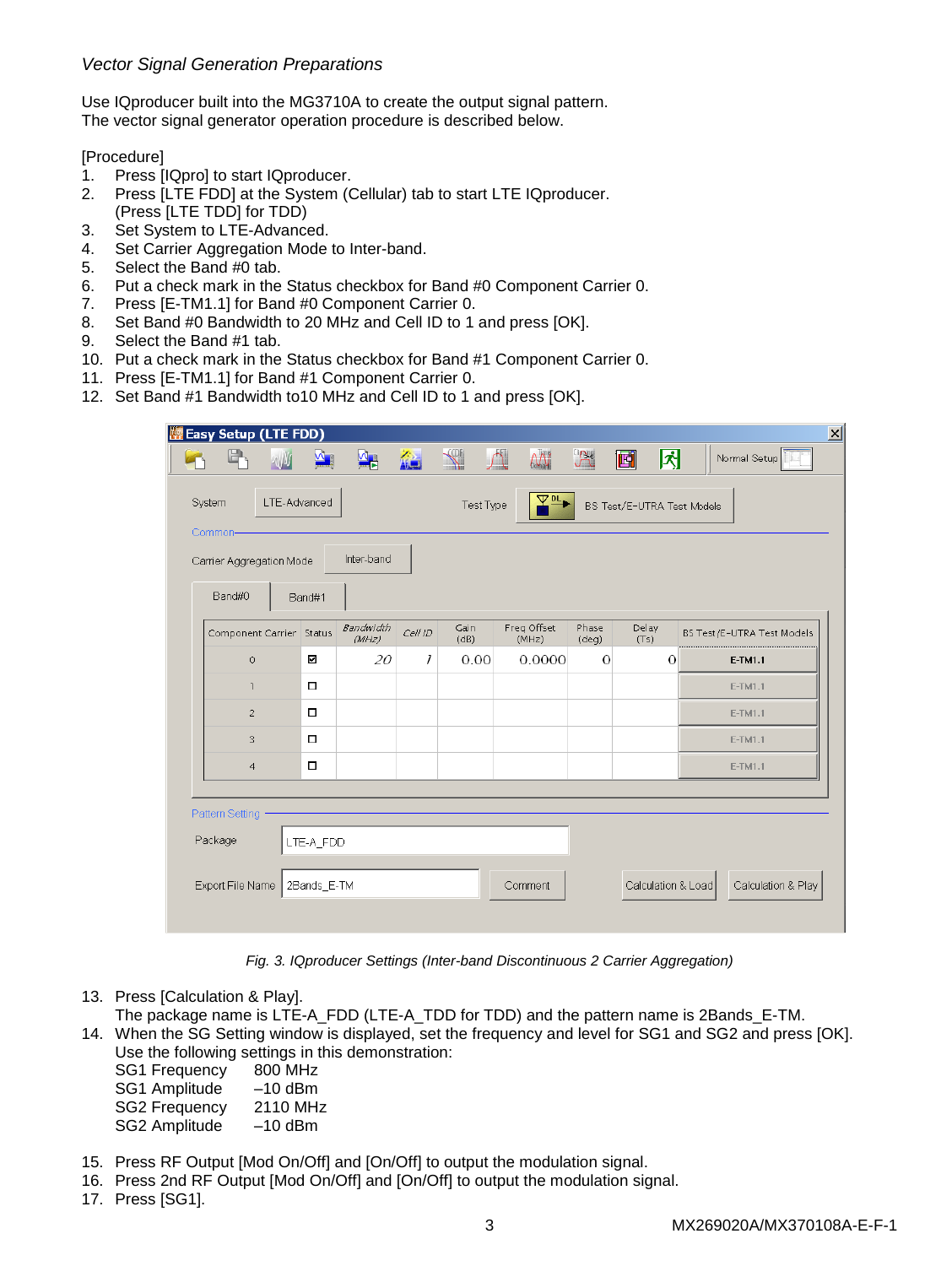*Vector Signal Generation Preparations*

Use IQproducer built into the MG3710A to create the output signal pattern.
The vector signal generator operation procedure is described below.

[Procedure]

1. Press [IQpro] to start IQproducer.
2. Press [LTE FDD] at the System (Cellular) tab to start LTE IQproducer. (Press [LTE TDD] for TDD)
3. Set System to LTE-Advanced.
4. Set Carrier Aggregation Mode to Inter-band.
5. Select the Band #0 tab.
6. Put a check mark in the Status checkbox for Band #0 Component Carrier 0.
7. Press [E-TM1.1] for Band #0 Component Carrier 0.
8. Set Band #0 Bandwidth to 20 MHz and Cell ID to 1 and press [OK].
9. Select the Band #1 tab.
10. Put a check mark in the Status checkbox for Band #1 Component Carrier 0.
11. Press [E-TM1.1] for Band #1 Component Carrier 0.
12. Set Band #1 Bandwidth to10 MHz and Cell ID to 1 and press [OK].

*Fig. 3. IQproducer Settings (Inter-band Discontinuous 2 Carrier Aggregation)*

13. Press [Calculation & Play].
    The package name is LTE-A_FDD (LTE-A_TDD for TDD) and the pattern name is 2Bands_E-TM.
14. When the SG Setting window is displayed, set the frequency and level for SG1 and SG2 and press [OK].
    Use the following settings in this demonstration:
    SG1 Frequency 800 MHz
    SG1 Amplitude –10 dBm
    SG2 Frequency 2110 MHz
    SG2 Amplitude –10 dBm
15. Press RF Output [Mod On/Off] and [On/Off] to output the modulation signal.
16. Press 2nd RF Output [Mod On/Off] and [On/Off] to output the modulation signal.
17. Press [SG1].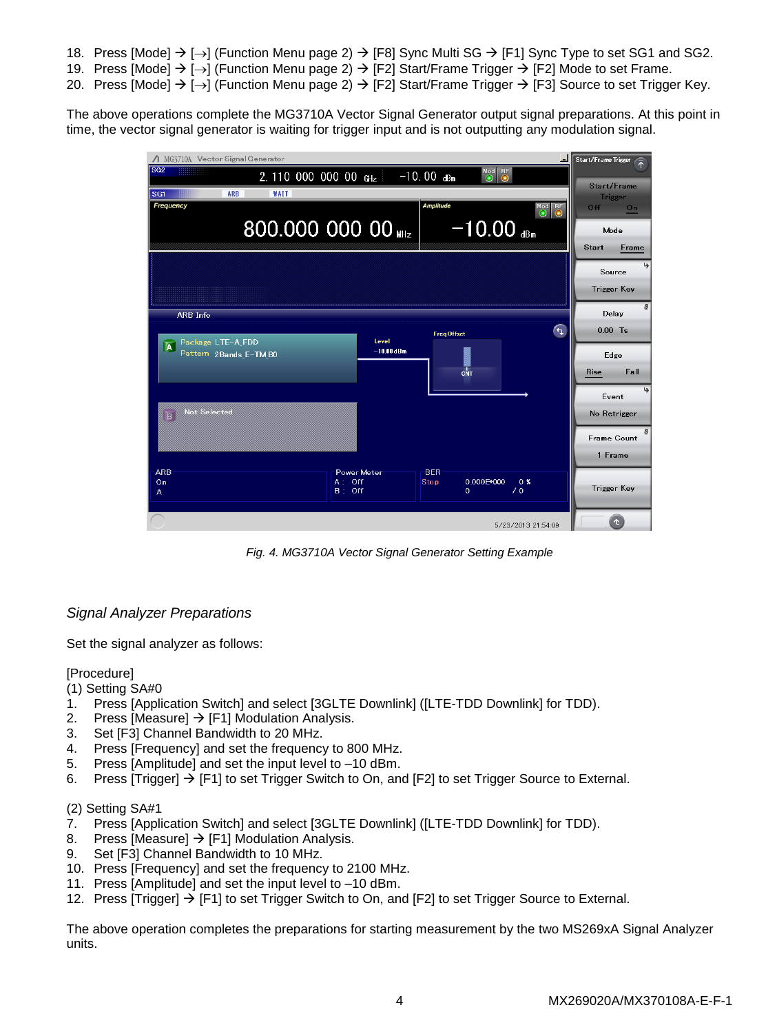18. Press [Mode] → [→] (Function Menu page 2) → [F8] Sync Multi SG → [F1] Sync Type to set SG1 and SG2.
19. Press [Mode] → [→] (Function Menu page 2) → [F2] Start/Frame Trigger → [F2] Mode to set Frame.
20. Press [Mode] → [→] (Function Menu page 2) → [F2] Start/Frame Trigger → [F3] Source to set Trigger Key.

The above operations complete the MG3710A Vector Signal Generator output signal preparations. At this point in time, the vector signal generator is waiting for trigger input and is not outputting any modulation signal.

*Fig. 4. MG3710A Vector Signal Generator Setting Example*

### *Signal Analyzer Preparations*

Set the signal analyzer as follows:

[Procedure]

(1) Setting SA#0

1. Press [Application Switch] and select [3GLTE Downlink] ([LTE-TDD Downlink] for TDD).
2. Press [Measure] → [F1] Modulation Analysis.
3. Set [F3] Channel Bandwidth to 20 MHz.
4. Press [Frequency] and set the frequency to 800 MHz.
5. Press [Amplitude] and set the input level to –10 dBm.
6. Press [Trigger] → [F1] to set Trigger Switch to On, and [F2] to set Trigger Source to External.

(2) Setting SA#1

7. Press [Application Switch] and select [3GLTE Downlink] ([LTE-TDD Downlink] for TDD).
8. Press [Measure] → [F1] Modulation Analysis.
9. Set [F3] Channel Bandwidth to 10 MHz.
10. Press [Frequency] and set the frequency to 2100 MHz.
11. Press [Amplitude] and set the input level to –10 dBm.
12. Press [Trigger] → [F1] to set Trigger Switch to On, and [F2] to set Trigger Source to External.

The above operation completes the preparations for starting measurement by the two MS269xA Signal Analyzer units.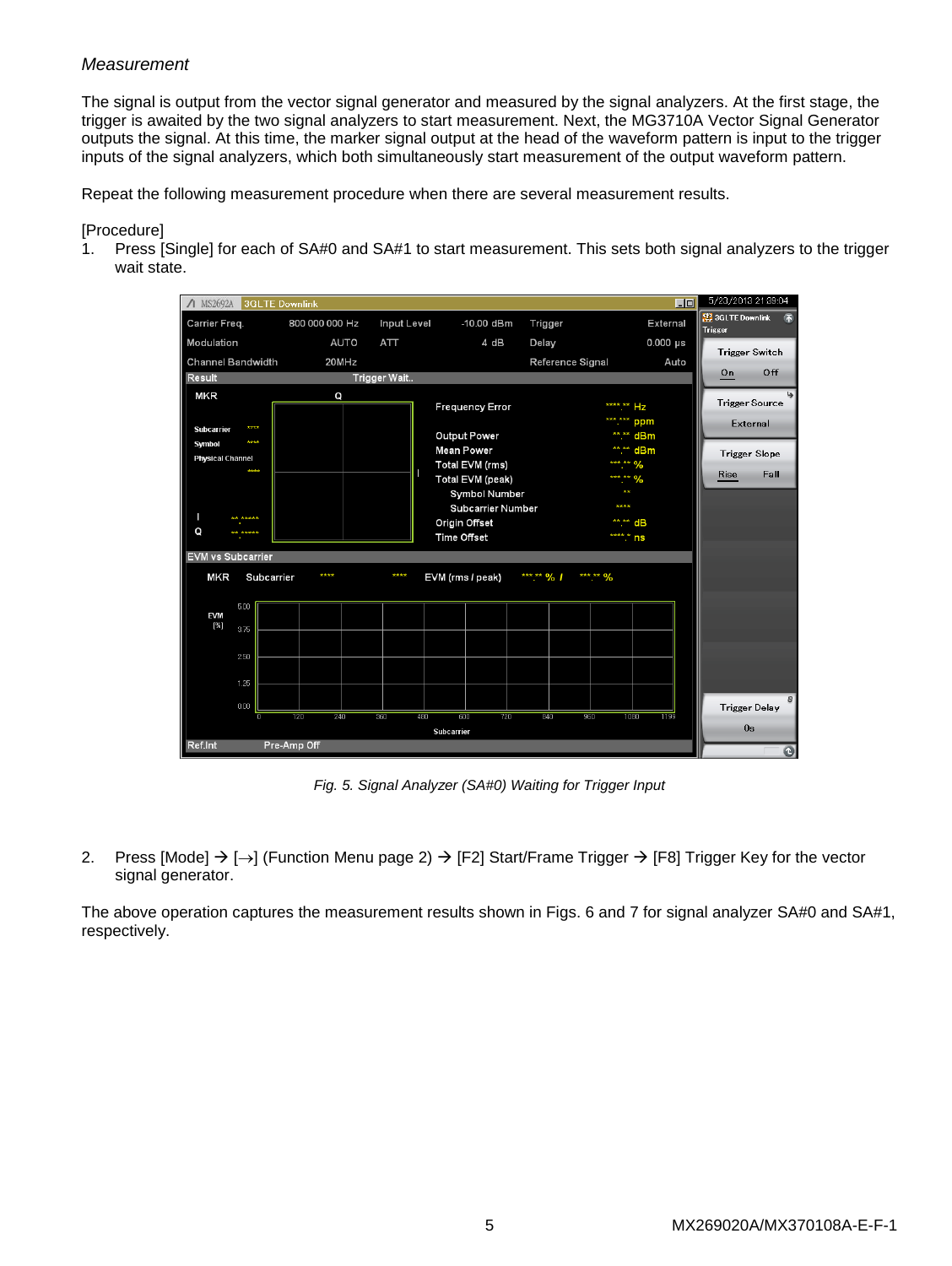*Measurement*

The signal is output from the vector signal generator and measured by the signal analyzers. At the first stage, the trigger is awaited by the two signal analyzers to start measurement. Next, the MG3710A Vector Signal Generator outputs the signal. At this time, the marker signal output at the head of the waveform pattern is input to the trigger inputs of the signal analyzers, which both simultaneously start measurement of the output waveform pattern.

Repeat the following measurement procedure when there are several measurement results.

[Procedure]

1. Press [Single] for each of SA#0 and SA#1 to start measurement. This sets both signal analyzers to the trigger wait state.

*Fig. 5. Signal Analyzer (SA#0) Waiting for Trigger Input*

2. Press [Mode] → [→] (Function Menu page 2) → [F2] Start/Frame Trigger → [F8] Trigger Key for the vector signal generator.

The above operation captures the measurement results shown in Figs. 6 and 7 for signal analyzer SA#0 and SA#1, respectively.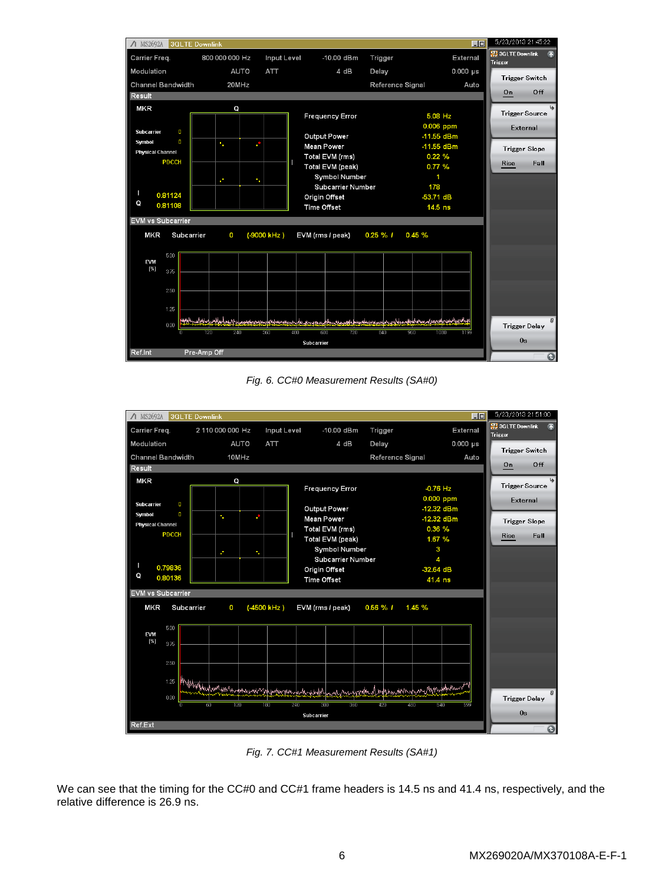*Fig. 6. CC#0 Measurement Results (SA#0)*

*Fig. 7. CC#1 Measurement Results (SA#1)*

We can see that the timing for the CC#0 and CC#1 frame headers is 14.5 ns and 41.4 ns, respectively, and the relative difference is 26.9 ns.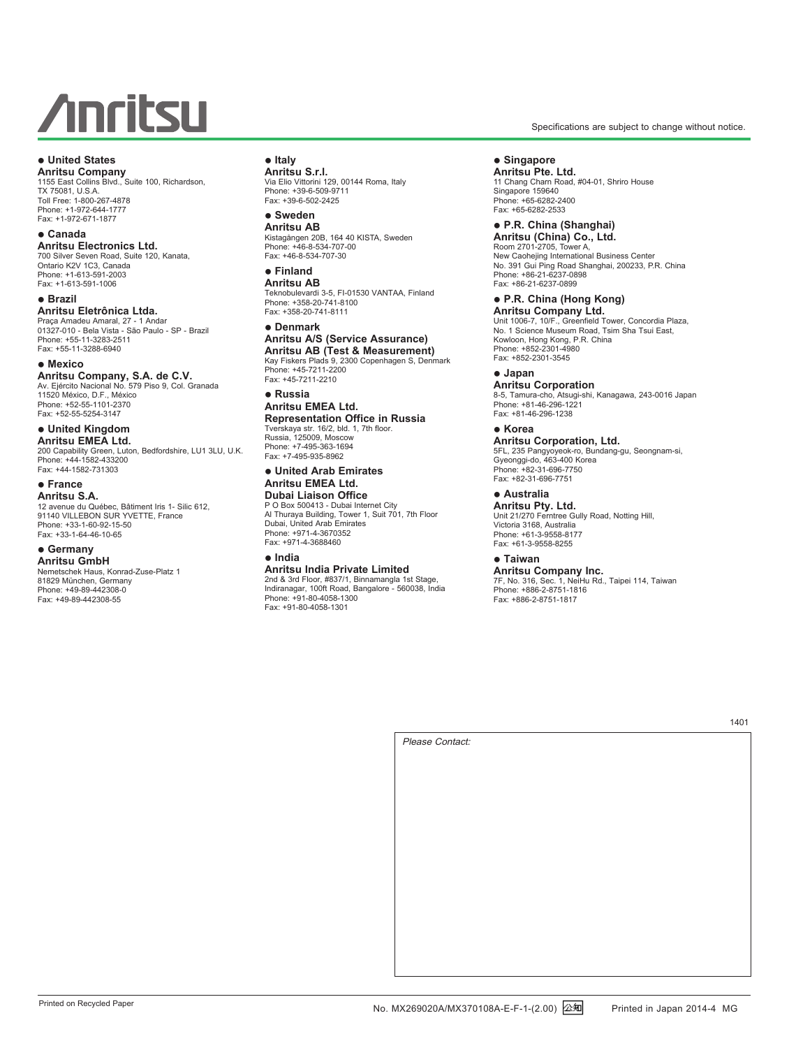Anritsu

Specifications are subject to change without notice.

- **United States**

**Anritsu Company**
1155 East Collins Blvd., Suite 100, Richardson, TX 75081, U.S.A.
Toll Free: 1-800-267-4878
Phone: +1-972-644-1777
Fax: +1-972-671-1877

- **Canada**

**Anritsu Electronics Ltd.**
700 Silver Seven Road, Suite 120, Kanata, Ontario K2V 1C3, Canada
Phone: +1-613-591-2003
Fax: +1-613-591-1006

- **Brazil**

**Anritsu Eletrônica Ltda.**
Praça Amadeu Amaral, 27 - 1 Andar
01327-010 - Bela Vista - São Paulo - SP - Brazil
Phone: +55-11-3283-2511
Fax: +55-11-3288-6940

- **Mexico**

**Anritsu Company, S.A. de C.V.**
Av. Ejército Nacional No. 579 Piso 9, Col. Granada
11520 México, D.F., México
Phone: +52-55-1101-2370
Fax: +52-55-5254-3147

- **United Kingdom**

**Anritsu EMEA Ltd.**
200 Capability Green, Luton, Bedfordshire, LU1 3LU, U.K.
Phone: +44-1582-433200
Fax: +44-1582-731303

- **France**

**Anritsu S.A.**
12 avenue du Québec, Bâtiment Iris 1- Silic 612, 91140 VILLEBON SUR YVETTE, France
Phone: +33-1-60-92-15-50
Fax: +33-1-64-46-10-65

- **Germany**

**Anritsu GmbH**
Nemetschek Haus, Konrad-Zuse-Platz 1
81829 München, Germany
Phone: +49-89-442308-0
Fax: +49-89-442308-55

- **Italy**

**Anritsu S.r.l.**
Via Elio Vittorini 129, 00144 Roma, Italy
Phone: +39-6-509-9711
Fax: +39-6-502-2425

- **Sweden**

**Anritsu AB**
Kistagången 20B, 164 40 KISTA, Sweden
Phone: +46-8-534-707-00
Fax: +46-8-534-707-30

- **Finland**

**Anritsu AB**
Teknobulevardi 3-5, FI-01530 VANTAA, Finland
Phone: +358-20-741-8100
Fax: +358-20-741-8111

- **Denmark**

**Anritsu A/S (Service Assurance)**
**Anritsu AB (Test & Measurement)**
Kay Fiskers Plads 9, 2300 Copenhagen S, Denmark
Phone: +45-7211-2200
Fax: +45-7211-2210

- **Russia**

**Anritsu EMEA Ltd.**
**Representation Office in Russia**
Tverskaya str. 16/2, bld. 1, 7th floor.
Russia, 125009, Moscow
Phone: +7-495-363-1694
Fax: +7-495-935-8962

- **United Arab Emirates**

**Anritsu EMEA Ltd.**
**Dubai Liaison Office**
P O Box 500413 - Dubai Internet City
Al Thuraya Building, Tower 1, Suit 701, 7th Floor
Dubai, United Arab Emirates
Phone: +971-4-3670352
Fax: +971-4-3688460

- **India**

**Anritsu India Private Limited**
2nd & 3rd Floor, #837/1, Binnamangla 1st Stage, Indiranagar, 100ft Road, Bangalore - 560038, India
Phone: +91-80-4058-1300
Fax: +91-80-4058-1301

- **Singapore**

**Anritsu Pte. Ltd.**
11 Chang Charn Road, #04-01, Shriro House
Singapore 159640
Phone: +65-6282-2400
Fax: +65-6282-2533

- **P.R. China (Shanghai)**

**Anritsu (China) Co., Ltd.**
Room 2701-2705, Tower A,
New Caohejing International Business Center
No. 391 Gui Ping Road Shanghai, 200233, P.R. China
Phone: +86-21-6237-0898
Fax: +86-21-6237-0899

- **P.R. China (Hong Kong)**

**Anritsu Company Ltd.**
Unit 1006-7, 10/F., Greenfield Tower, Concordia Plaza, No. 1 Science Museum Road, Tsim Sha Tsui East, Kowloon, Hong Kong, P.R. China
Phone: +852-2301-4980
Fax: +852-2301-3545

- **Japan**

**Anritsu Corporation**
8-5, Tamura-cho, Atsugi-shi, Kanagawa, 243-0016 Japan
Phone: +81-46-296-1221
Fax: +81-46-296-1238

- **Korea**

**Anritsu Corporation, Ltd.**
5FL, 235 Pangyoyeok-ro, Bundang-gu, Seongnam-si, Gyeonggi-do, 463-400 Korea
Phone: +82-31-696-7750
Fax: +82-31-696-7751

- **Australia**

**Anritsu Pty. Ltd.**
Unit 21/270 Ferntree Gully Road, Notting Hill, Victoria 3168, Australia
Phone: +61-3-9558-8177
Fax: +61-3-9558-8255

- **Taiwan**

**Anritsu Company Inc.**
7F, No. 316, Sec. 1, NeiHu Rd., Taipei 114, Taiwan
Phone: +886-2-8751-1816
Fax: +886-2-8751-1817

1401

*Please Contact:*

Printed on Recycled Paper

No. MX269020A/MX370108A-E-F-1-(2.00) 公知 Printed in Japan 2014-4 MG